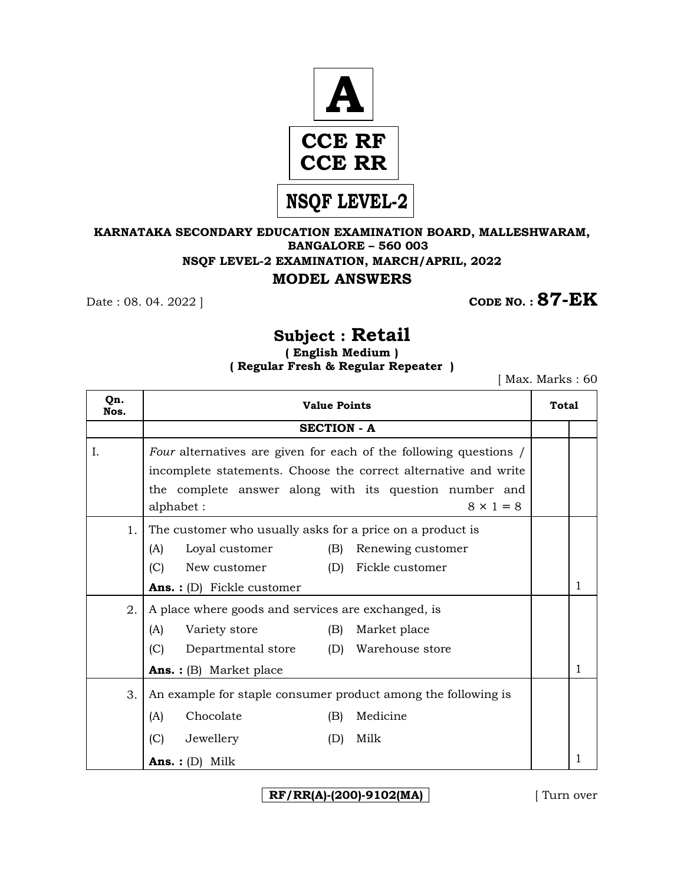**A**

**CCE RF**
**CCE RR**

**NSQF LEVEL-2**

**KARNATAKA SECONDARY EDUCATION EXAMINATION BOARD, MALLESHWARAM, BANGALORE – 560 003**

**NSQF LEVEL-2 EXAMINATION, MARCH/APRIL, 2022**

## MODEL ANSWERS

Date : 08. 04. 2022 ]  **CODE NO. : 87-EK**

## Subject : Retail

**( English Medium )**

**( Regular Fresh & Regular Repeater )**

[ Max. Marks : 60

| Qn. Nos. | Value Points | | Total |
|---|---|---|---|
| | **SECTION - A** | | |
| I. | *Four* alternatives are given for each of the following questions / incomplete statements. Choose the correct alternative and write the complete answer along with its question number and alphabet : $8 \times 1 = 8$ | | |
| 1. | The customer who usually asks for a price on a product is<br>(A) Loyal customer (B) Renewing customer<br>(C) New customer (D) Fickle customer<br>**Ans. :** (D) Fickle customer | | 1 |
| 2. | A place where goods and services are exchanged, is<br>(A) Variety store (B) Market place<br>(C) Departmental store (D) Warehouse store<br>**Ans. :** (B) Market place | | 1 |
| 3. | An example for staple consumer product among the following is<br>(A) Chocolate (B) Medicine<br>(C) Jewellery (D) Milk<br>**Ans. :** (D) Milk | | 1 |

RF/RR(A)-(200)-9102(MA)  [ Turn over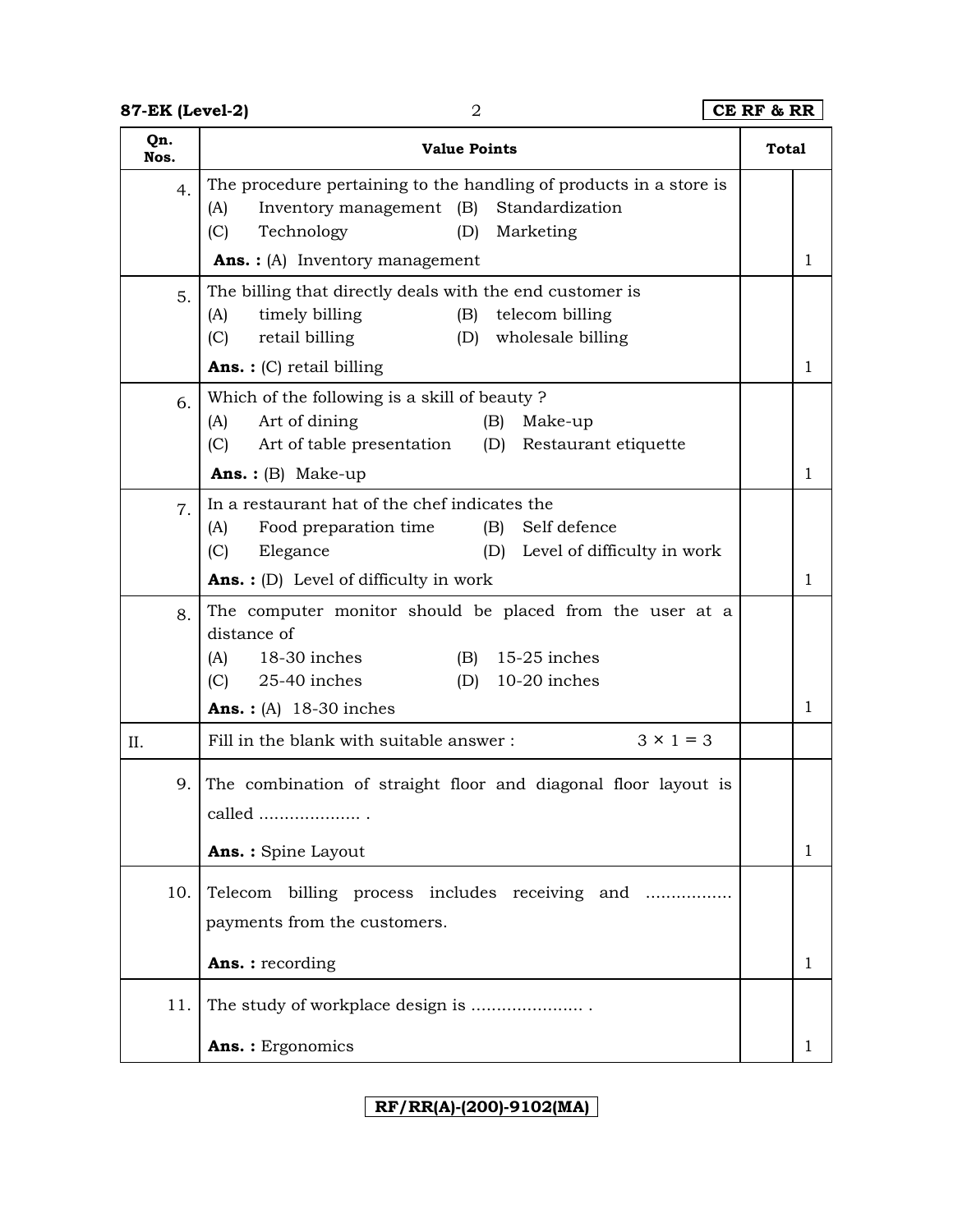| Qn. Nos. | Value Points | Total | |
|---|---|---|---|
| 4. | The procedure pertaining to the handling of products in a store is<br>(A) Inventory management (B) Standardization<br>(C) Technology (D) Marketing<br>**Ans. :** (A) Inventory management | | 1 |
| 5. | The billing that directly deals with the end customer is<br>(A) timely billing (B) telecom billing<br>(C) retail billing (D) wholesale billing<br>**Ans. :** (C) retail billing | | 1 |
| 6. | Which of the following is a skill of beauty ?<br>(A) Art of dining (B) Make-up<br>(C) Art of table presentation (D) Restaurant etiquette<br>**Ans. :** (B) Make-up | | 1 |
| 7. | In a restaurant hat of the chef indicates the<br>(A) Food preparation time (B) Self defence<br>(C) Elegance (D) Level of difficulty in work<br>**Ans. :** (D) Level of difficulty in work | | 1 |
| 8. | The computer monitor should be placed from the user at a distance of<br>(A) 18-30 inches (B) 15-25 inches<br>(C) 25-40 inches (D) 10-20 inches<br>**Ans. :** (A) 18-30 inches | | 1 |
| II. | Fill in the blank with suitable answer : $3 \times 1 = 3$ | | |
| 9. | The combination of straight floor and diagonal floor layout is called .................... .<br>**Ans. :** Spine Layout | | 1 |
| 10. | Telecom billing process includes receiving and ................ payments from the customers.<br>**Ans. :** recording | | 1 |
| 11. | The study of workplace design is ...................... .<br>**Ans. :** Ergonomics | | 1 |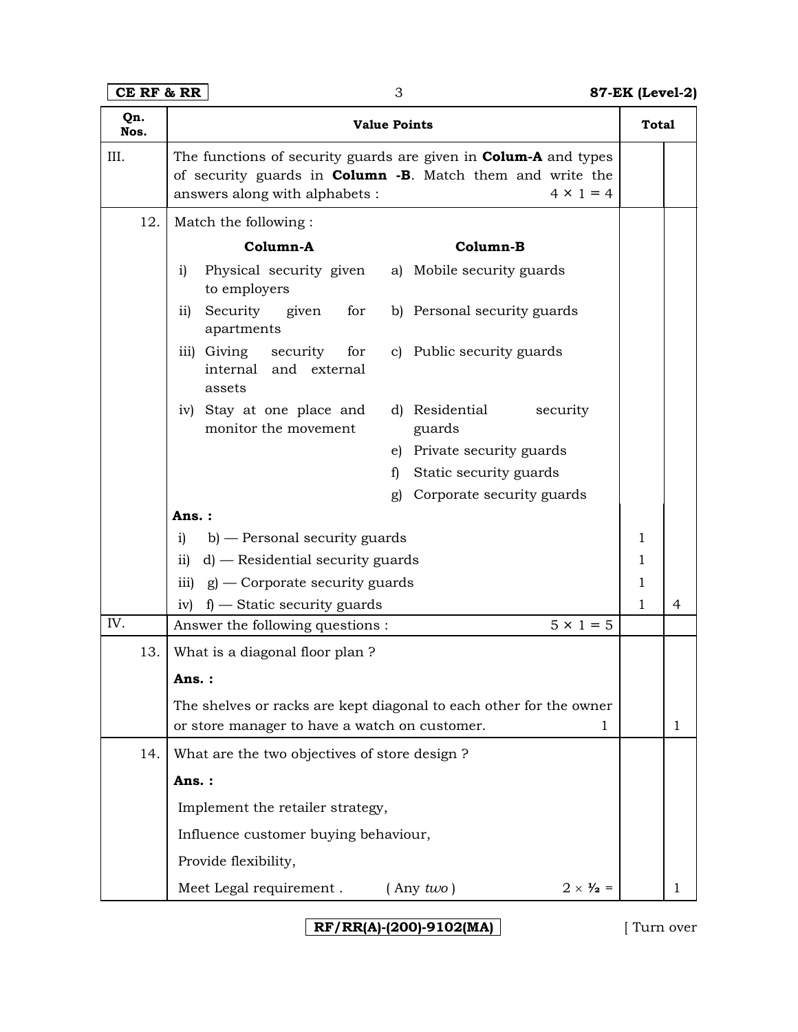| Qn. Nos. | Value Points | | Total |
|---|---|---|---|
| III. | The functions of security guards are given in **Colum-A** and types of security guards in **Column -B**. Match them and write the answers along with alphabets : $4 \times 1 = 4$ | | |
| 12. | Match the following :<br><br>**Column-A** / **Column-B**<br>i) Physical security given to employers — a) Mobile security guards<br>ii) Security given for apartments — b) Personal security guards<br>iii) Giving security for internal and external assets — c) Public security guards<br>iv) Stay at one place and monitor the movement — d) Residential security guards<br>e) Private security guards<br>f) Static security guards<br>g) Corporate security guards | | |
| | **Ans. :** | | |
| | i) b) — Personal security guards | 1 | |
| | ii) d) — Residential security guards | 1 | |
| | iii) g) — Corporate security guards | 1 | |
| | iv) f) — Static security guards | 1 | 4 |
| IV. | Answer the following questions : $5 \times 1 = 5$ | | |
| 13. | What is a diagonal floor plan ?<br><br>**Ans. :**<br><br>The shelves or racks are kept diagonal to each other for the owner or store manager to have a watch on customer. 1 | | 1 |
| 14. | What are the two objectives of store design ?<br><br>**Ans. :**<br><br>Implement the retailer strategy,<br>Influence customer buying behaviour,<br>Provide flexibility,<br>Meet Legal requirement . ( Any *two* ) $2 \times ½ =$ | | 1 |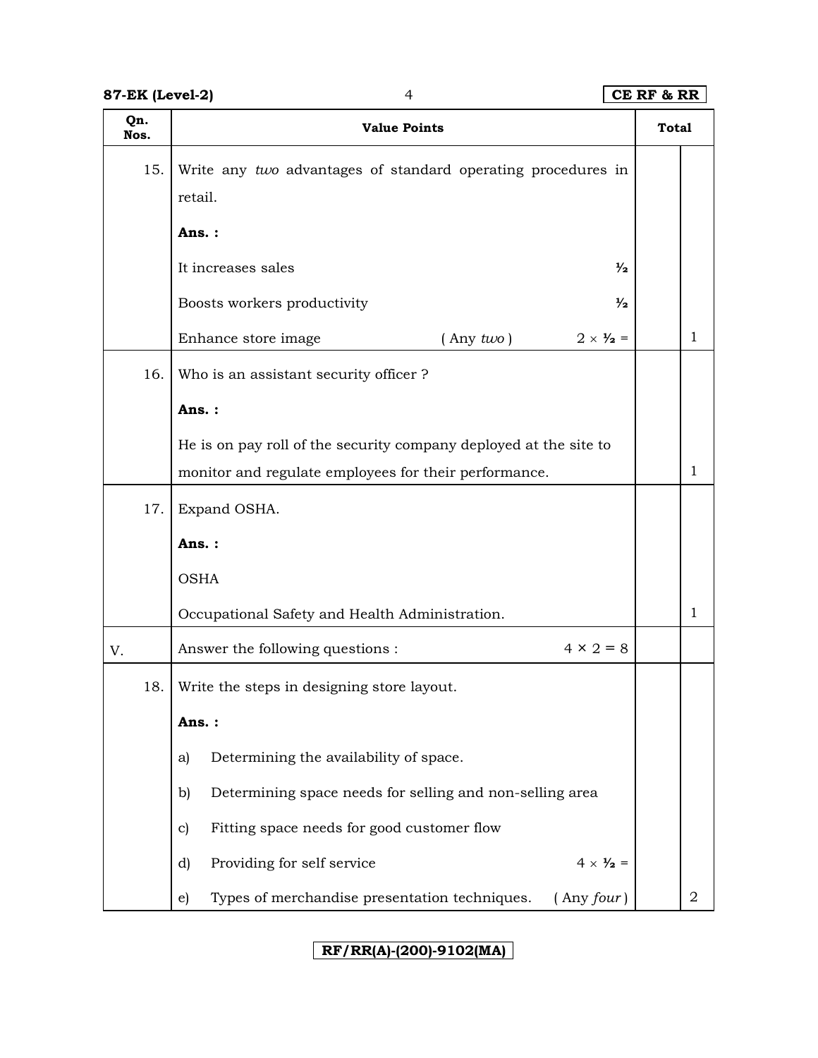| Qn. Nos. | Value Points | Total | |
|---|---|---|---|
| 15. | Write any *two* advantages of standard operating procedures in retail. | | |
| | **Ans. :** | | |
| | It increases sales ½ | | |
| | Boosts workers productivity ½ | | |
| | Enhance store image ( Any *two* ) 2 × ½ = | | 1 |
| 16. | Who is an assistant security officer ? | | |
| | **Ans. :** | | |
| | He is on pay roll of the security company deployed at the site to monitor and regulate employees for their performance. | | 1 |
| 17. | Expand OSHA. | | |
| | **Ans. :** | | |
| | OSHA | | |
| | Occupational Safety and Health Administration. | | 1 |
| V. | Answer the following questions : 4 × 2 = 8 | | |
| 18. | Write the steps in designing store layout. | | |
| | **Ans. :** | | |
| | a) Determining the availability of space. | | |
| | b) Determining space needs for selling and non-selling area | | |
| | c) Fitting space needs for good customer flow | | |
| | d) Providing for self service 4 × ½ = | | |
| | e) Types of merchandise presentation techniques. ( Any *four* ) | | 2 |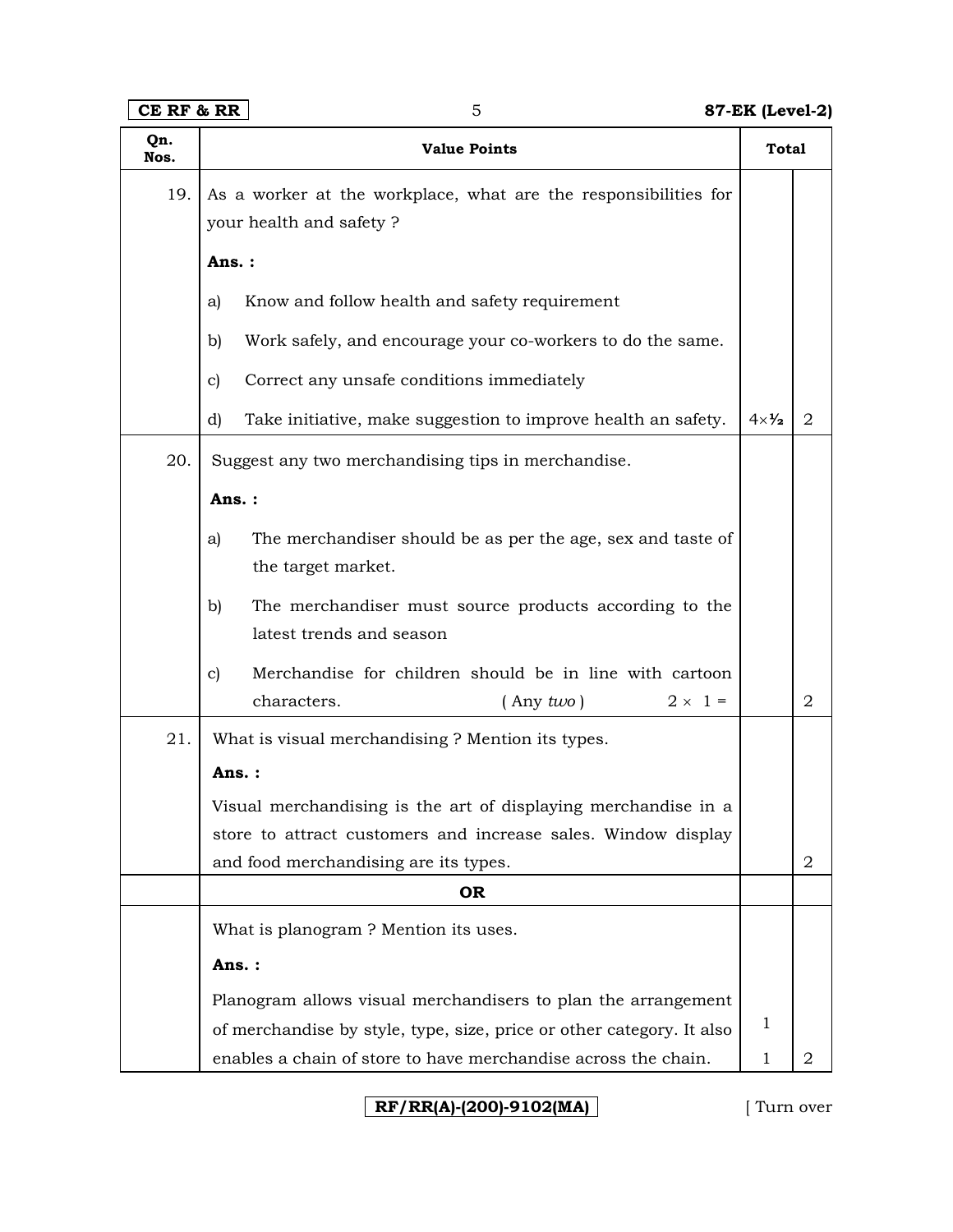| Qn. Nos. | Value Points | Total | |
|---|---|---|---|
| 19. | As a worker at the workplace, what are the responsibilities for your health and safety ?<br><br>**Ans. :**<br><br>a) Know and follow health and safety requirement<br><br>b) Work safely, and encourage your co-workers to do the same.<br><br>c) Correct any unsafe conditions immediately<br><br>d) Take initiative, make suggestion to improve health an safety. | $4 \times \frac{1}{2}$ | 2 |
| 20. | Suggest any two merchandising tips in merchandise.<br><br>**Ans. :**<br><br>a) The merchandiser should be as per the age, sex and taste of the target market.<br><br>b) The merchandiser must source products according to the latest trends and season<br><br>c) Merchandise for children should be in line with cartoon characters. ( Any *two* ) $2 \times 1 =$ | | 2 |
| 21. | What is visual merchandising ? Mention its types.<br><br>**Ans. :**<br><br>Visual merchandising is the art of displaying merchandise in a store to attract customers and increase sales. Window display and food merchandising are its types. | | 2 |
| | **OR** | | |
| | What is planogram ? Mention its uses.<br><br>**Ans. :**<br><br>Planogram allows visual merchandisers to plan the arrangement of merchandise by style, type, size, price or other category. It also enables a chain of store to have merchandise across the chain. | 1<br>1 | 2 |

RF/RR(A)-(200)-9102(MA)

[ Turn over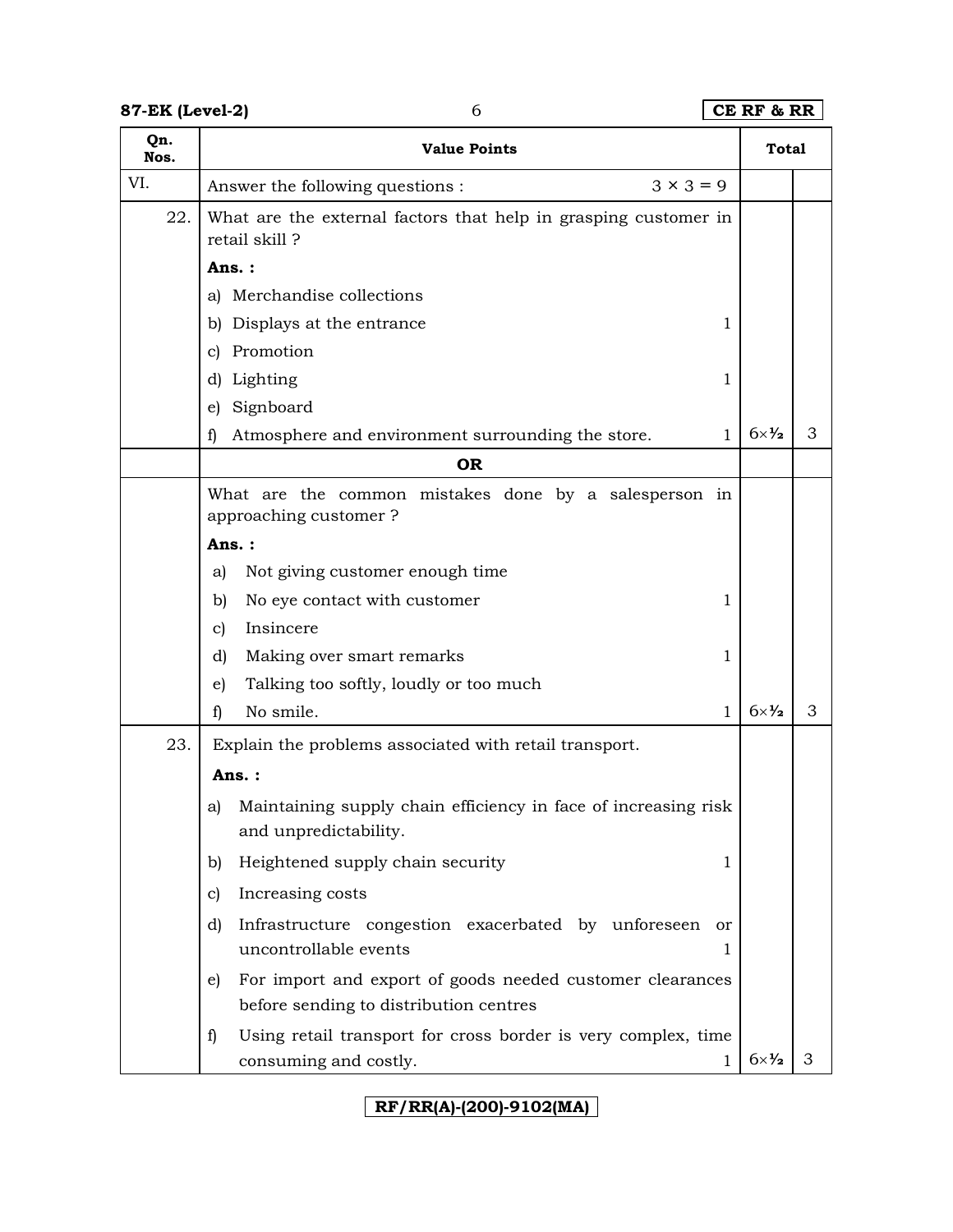| Qn. Nos. | Value Points | Total | |
|---|---|---|---|
| VI. | Answer the following questions : $3 \times 3 = 9$ | | |
| 22. | What are the external factors that help in grasping customer in retail skill ?<br><br>**Ans. :**<br><br>a) Merchandise collections<br>b) Displays at the entrance 1<br>c) Promotion<br>d) Lighting 1<br>e) Signboard<br>f) Atmosphere and environment surrounding the store. 1 | $6 \times \frac{1}{2}$ | 3 |
| | **OR** | | |
| | What are the common mistakes done by a salesperson in approaching customer ?<br><br>**Ans. :**<br><br>a) Not giving customer enough time<br>b) No eye contact with customer 1<br>c) Insincere<br>d) Making over smart remarks 1<br>e) Talking too softly, loudly or too much<br>f) No smile. 1 | $6 \times \frac{1}{2}$ | 3 |
| 23. | Explain the problems associated with retail transport.<br><br>**Ans. :**<br><br>a) Maintaining supply chain efficiency in face of increasing risk and unpredictability.<br>b) Heightened supply chain security 1<br>c) Increasing costs<br>d) Infrastructure congestion exacerbated by unforeseen or uncontrollable events 1<br>e) For import and export of goods needed customer clearances before sending to distribution centres<br>f) Using retail transport for cross border is very complex, time consuming and costly. 1 | $6 \times \frac{1}{2}$ | 3 |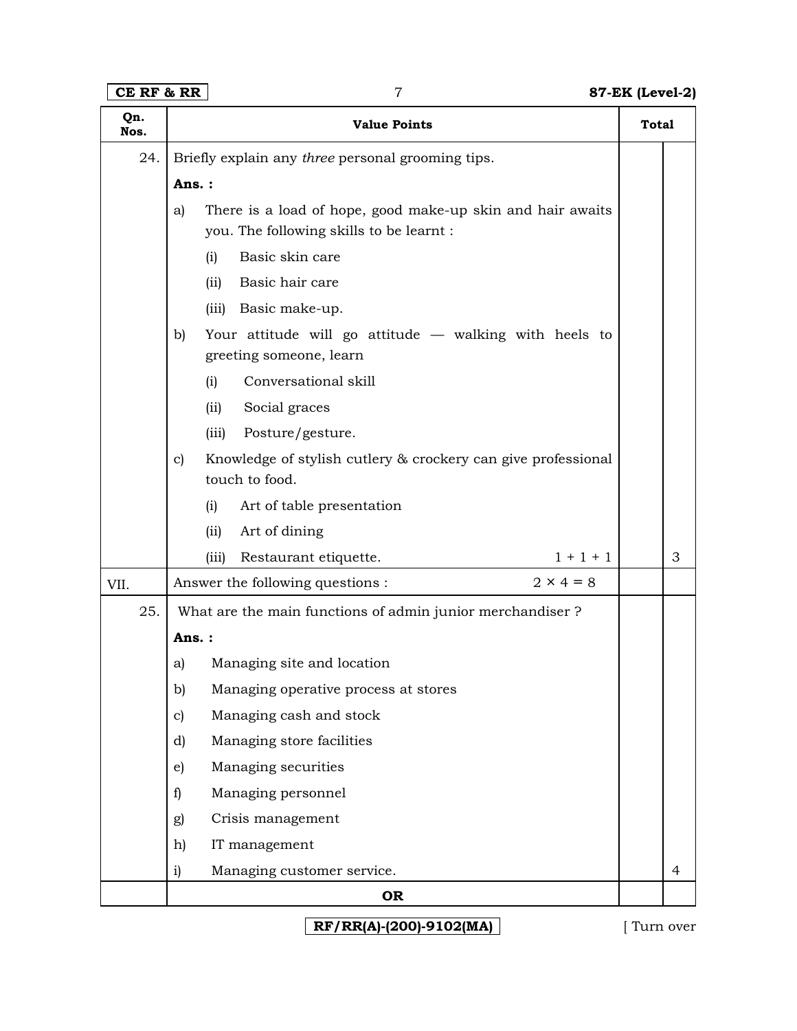| Qn. Nos. | Value Points | Total | |
|---|---|---|---|
| 24. | Briefly explain any *three* personal grooming tips.<br><br>**Ans. :**<br><br>a) There is a load of hope, good make-up skin and hair awaits you. The following skills to be learnt :<br>(i) Basic skin care<br>(ii) Basic hair care<br>(iii) Basic make-up.<br><br>b) Your attitude will go attitude — walking with heels to greeting someone, learn<br>(i) Conversational skill<br>(ii) Social graces<br>(iii) Posture/gesture.<br><br>c) Knowledge of stylish cutlery & crockery can give professional touch to food.<br>(i) Art of table presentation<br>(ii) Art of dining<br>(iii) Restaurant etiquette. 1 + 1 + 1 | | 3 |
| VII. | Answer the following questions : 2 × 4 = 8 | | |
| 25. | What are the main functions of admin junior merchandiser ?<br><br>**Ans. :**<br><br>a) Managing site and location<br>b) Managing operative process at stores<br>c) Managing cash and stock<br>d) Managing store facilities<br>e) Managing securities<br>f) Managing personnel<br>g) Crisis management<br>h) IT management<br>i) Managing customer service. | | 4 |
| | **OR** | | |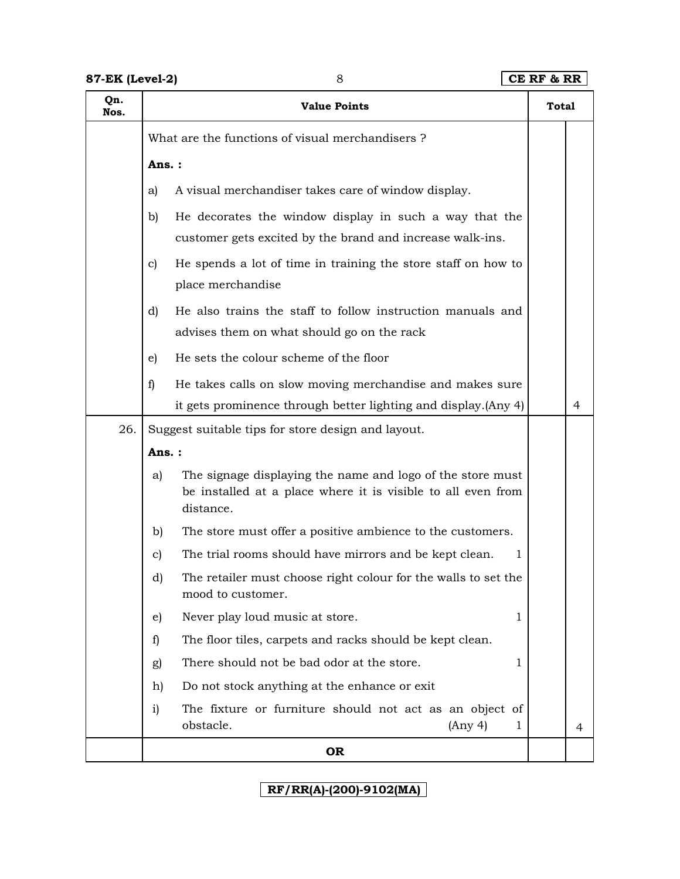| Qn. Nos. | Value Points | Total | |
|---|---|---|---|
| | What are the functions of visual merchandisers ?<br><br>**Ans. :**<br><br>a) A visual merchandiser takes care of window display.<br><br>b) He decorates the window display in such a way that the customer gets excited by the brand and increase walk-ins.<br><br>c) He spends a lot of time in training the store staff on how to place merchandise<br><br>d) He also trains the staff to follow instruction manuals and advises them on what should go on the rack<br><br>e) He sets the colour scheme of the floor<br><br>f) He takes calls on slow moving merchandise and makes sure it gets prominence through better lighting and display.(Any 4) | | 4 |
| 26. | Suggest suitable tips for store design and layout.<br><br>**Ans. :**<br><br>a) The signage displaying the name and logo of the store must be installed at a place where it is visible to all even from distance.<br><br>b) The store must offer a positive ambience to the customers.<br><br>c) The trial rooms should have mirrors and be kept clean. 1<br><br>d) The retailer must choose right colour for the walls to set the mood to customer.<br><br>e) Never play loud music at store. 1<br><br>f) The floor tiles, carpets and racks should be kept clean.<br><br>g) There should not be bad odor at the store. 1<br><br>h) Do not stock anything at the enhance or exit<br><br>i) The fixture or furniture should not act as an object of obstacle. (Any 4) 1 | | 4 |
| | **OR** | | |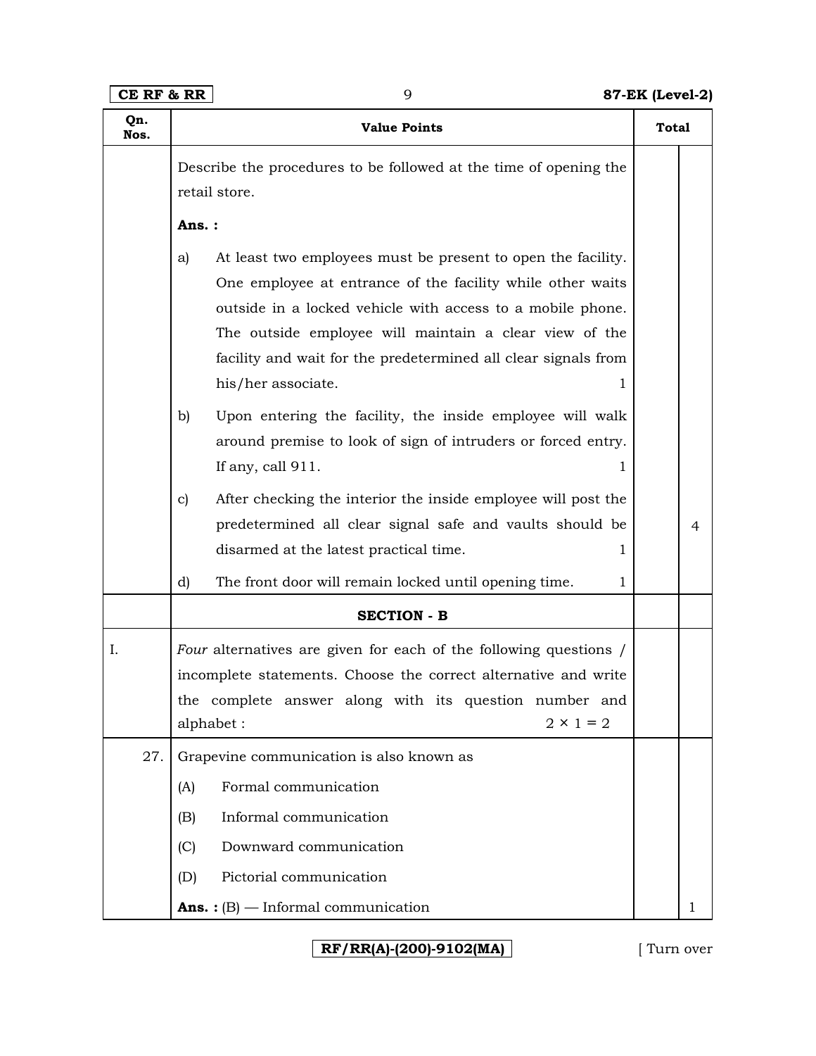| Qn. Nos. | Value Points | Total | |
|---|---|---|---|
| | Describe the procedures to be followed at the time of opening the retail store.<br><br>**Ans. :**<br><br>a) At least two employees must be present to open the facility. One employee at entrance of the facility while other waits outside in a locked vehicle with access to a mobile phone. The outside employee will maintain a clear view of the facility and wait for the predetermined all clear signals from his/her associate. 1<br><br>b) Upon entering the facility, the inside employee will walk around premise to look of sign of intruders or forced entry. If any, call 911. 1<br><br>c) After checking the interior the inside employee will post the predetermined all clear signal safe and vaults should be disarmed at the latest practical time. 1<br><br>d) The front door will remain locked until opening time. 1 | | 4 |
| | **SECTION - B** | | |
| I. | *Four* alternatives are given for each of the following questions / incomplete statements. Choose the correct alternative and write the complete answer along with its question number and alphabet : $2 \times 1 = 2$ | | |
| 27. | Grapevine communication is also known as<br><br>(A) Formal communication<br><br>(B) Informal communication<br><br>(C) Downward communication<br><br>(D) Pictorial communication<br><br>**Ans. :** (B) — Informal communication | | 1 |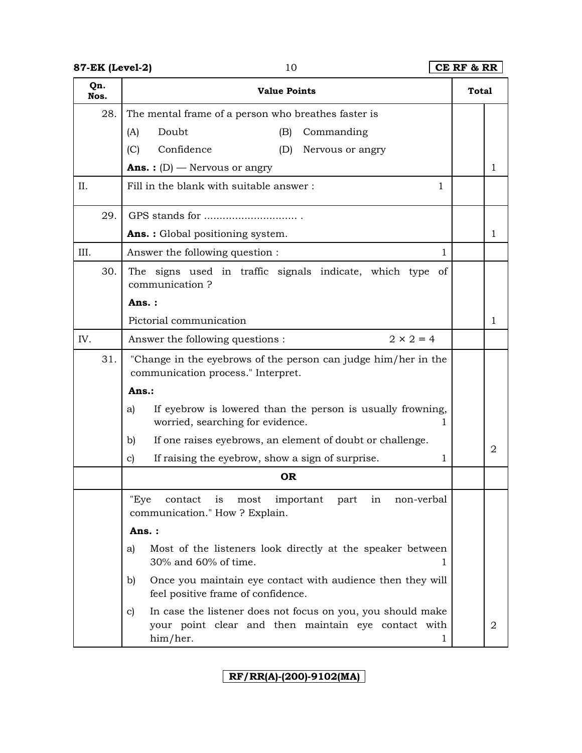| Qn. Nos. | Value Points | Total | |
|---|---|---|---|
| 28. | The mental frame of a person who breathes faster is<br>(A) Doubt (B) Commanding<br>(C) Confidence (D) Nervous or angry<br>**Ans. :** (D) — Nervous or angry | | 1 |
| II. | Fill in the blank with suitable answer : 1 | | |
| 29. | GPS stands for .............................. .<br>**Ans. :** Global positioning system. | | 1 |
| III. | Answer the following question : 1 | | |
| 30. | The signs used in traffic signals indicate, which type of communication ?<br>**Ans. :**<br>Pictorial communication | | 1 |
| IV. | Answer the following questions : $2 \times 2 = 4$ | | |
| 31. | "Change in the eyebrows of the person can judge him/her in the communication process." Interpret.<br>**Ans.:**<br>a) If eyebrow is lowered than the person is usually frowning, worried, searching for evidence. 1<br>b) If one raises eyebrows, an element of doubt or challenge.<br>c) If raising the eyebrow, show a sign of surprise. 1 | | 2 |
| | **OR** | | |
| | "Eye contact is most important part in non-verbal communication." How ? Explain.<br>**Ans. :**<br>a) Most of the listeners look directly at the speaker between 30% and 60% of time. 1<br>b) Once you maintain eye contact with audience then they will feel positive frame of confidence.<br>c) In case the listener does not focus on you, you should make your point clear and then maintain eye contact with him/her. 1 | | 2 |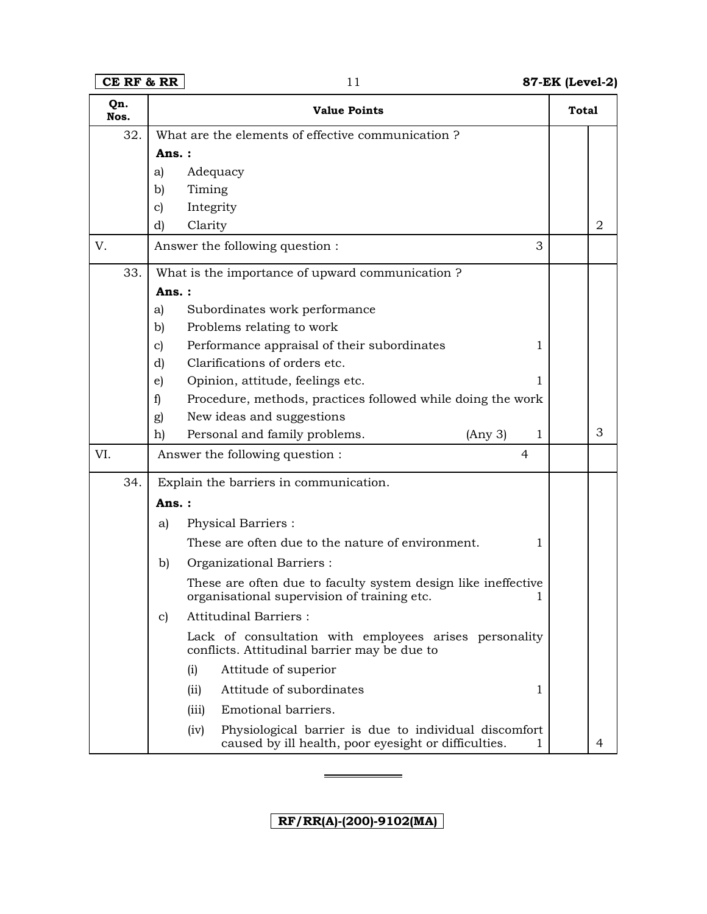| Qn. Nos. | Value Points | | Total |
|---|---|---|---|
| 32. | What are the elements of effective communication ?<br>**Ans. :**<br>a) Adequacy<br>b) Timing<br>c) Integrity<br>d) Clarity | | 2 |
| V. | Answer the following question : 3 | | |
| 33. | What is the importance of upward communication ?<br>**Ans. :**<br>a) Subordinates work performance<br>b) Problems relating to work<br>c) Performance appraisal of their subordinates 1<br>d) Clarifications of orders etc.<br>e) Opinion, attitude, feelings etc. 1<br>f) Procedure, methods, practices followed while doing the work<br>g) New ideas and suggestions<br>h) Personal and family problems. (Any 3) 1 | | 3 |
| VI. | Answer the following question : 4 | | |
| 34. | Explain the barriers in communication.<br>**Ans. :**<br>a) Physical Barriers :<br>These are often due to the nature of environment. 1<br>b) Organizational Barriers :<br>These are often due to faculty system design like ineffective organisational supervision of training etc. 1<br>c) Attitudinal Barriers :<br>Lack of consultation with employees arises personality conflicts. Attitudinal barrier may be due to<br>(i) Attitude of superior<br>(ii) Attitude of subordinates 1<br>(iii) Emotional barriers.<br>(iv) Physiological barrier is due to individual discomfort caused by ill health, poor eyesight or difficulties. 1 | | 4 |

RF/RR(A)-(200)-9102(MA)